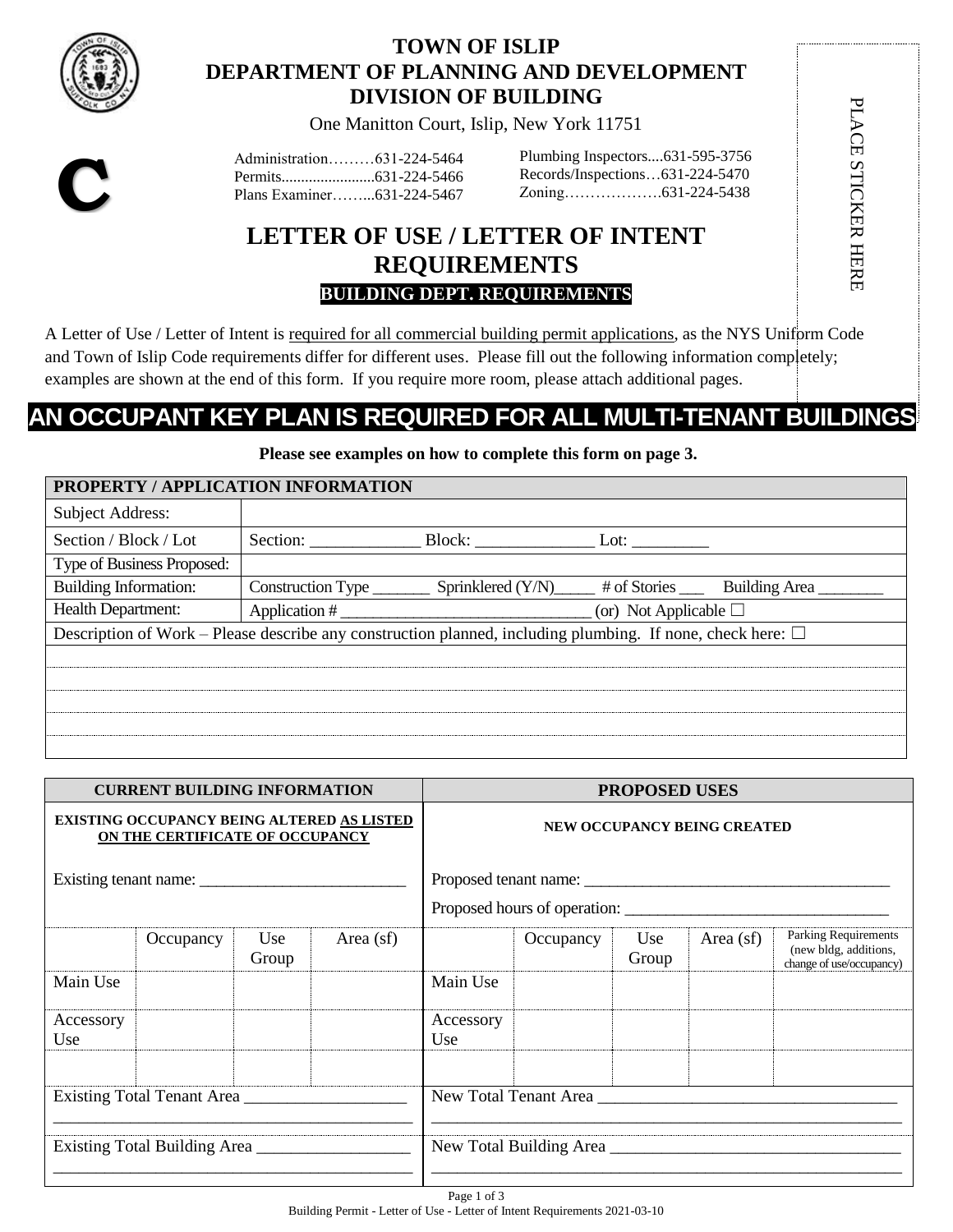# TOWN OF ISLIP
## DEPARTMENT OF PLANNING AND DEVELOPMENT
## DIVISION OF BUILDING

One Manitton Court, Islip, New York 11751

**C**

Administration………631-224-5464
Permits........................631-224-5466
Plans Examiner……...631-224-5467

Plumbing Inspectors....631-595-3756
Records/Inspections…631-224-5470
Zoning……………….631-224-5438

PLACE STICKER HERE

# LETTER OF USE / LETTER OF INTENT REQUIREMENTS

**BUILDING DEPT. REQUIREMENTS**

A Letter of Use / Letter of Intent is required for all commercial building permit applications, as the NYS Uniform Code and Town of Islip Code requirements differ for different uses. Please fill out the following information completely; examples are shown at the end of this form. If you require more room, please attach additional pages.

## AN OCCUPANT KEY PLAN IS REQUIRED FOR ALL MULTI-TENANT BUILDINGS

**Please see examples on how to complete this form on page 3.**

| PROPERTY / APPLICATION INFORMATION | |
|---|---|
| Subject Address: | |
| Section / Block / Lot | Section: _____________ Block: ______________ Lot: _________ |
| Type of Business Proposed: | |
| Building Information: | Construction Type _______ Sprinklered (Y/N)_____ # of Stories ___ Building Area ________ |
| Health Department: | Application # ______________________________ (or) Not Applicable ☐ |
| Description of Work – Please describe any construction planned, including plumbing. If none, check here: ☐ | |
| | |
| | |
| | |
| | |
| | |

| CURRENT BUILDING INFORMATION | | | | PROPOSED USES | | | | |
|---|---|---|---|---|---|---|---|---|
| **EXISTING OCCUPANCY BEING ALTERED AS LISTED ON THE CERTIFICATE OF OCCUPANCY** | | | | **NEW OCCUPANCY BEING CREATED** | | | | |
| Existing tenant name: _________________________ | | | | Proposed tenant name: _____________________________________ Proposed hours of operation: ________________________________ | | | | |
| | Occupancy | Use Group | Area (sf) | | Occupancy | Use Group | Area (sf) | Parking Requirements (new bldg, additions, change of use/occupancy) |
| Main Use | | | | Main Use | | | | |
| Accessory Use | | | | Accessory Use | | | | |
| | | | | | | | | |
| Existing Total Tenant Area ___________________ | | | | New Total Tenant Area ___________________________________ | | | | |
| Existing Total Building Area __________________ | | | | New Total Building Area __________________________________ | | | | |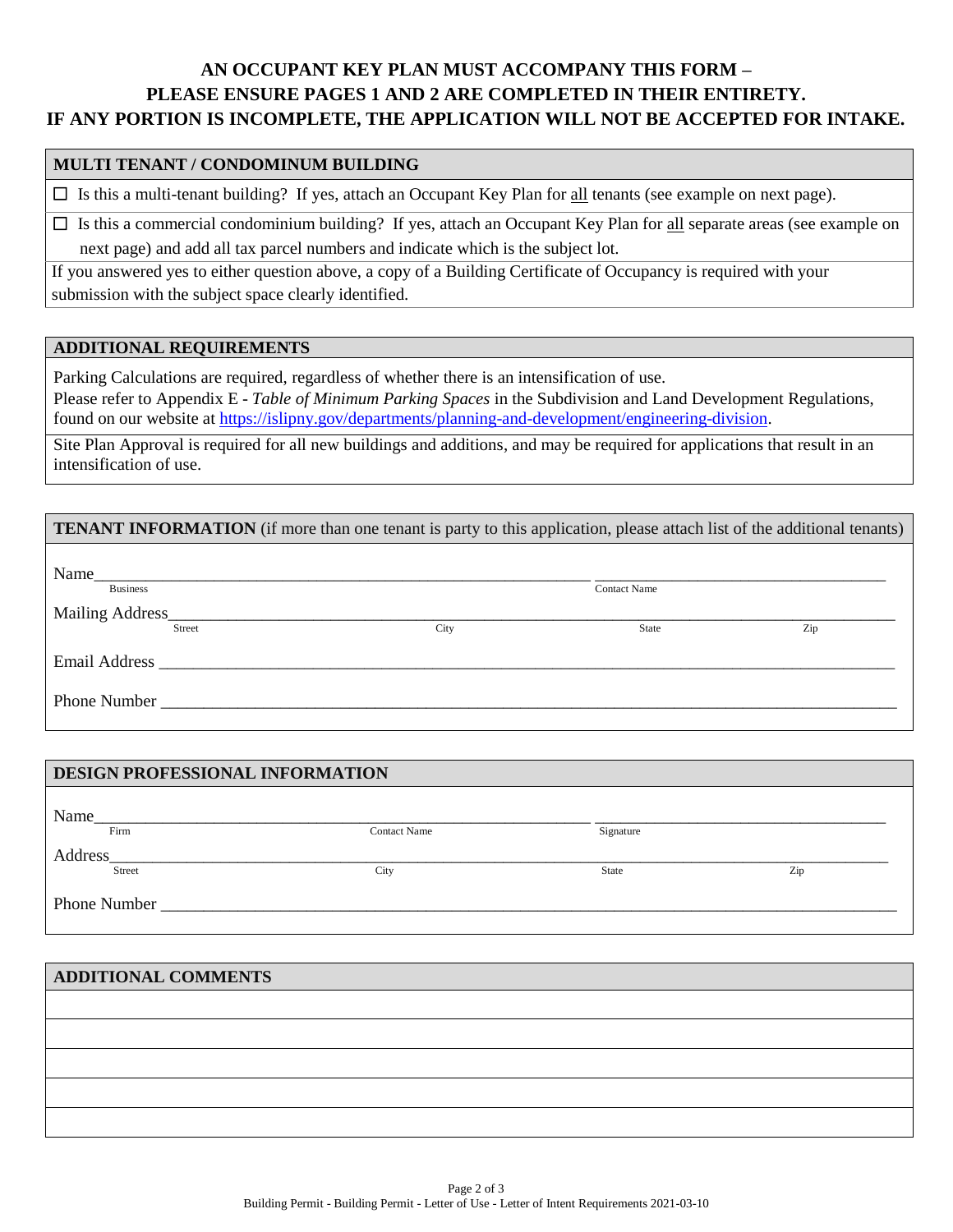**AN OCCUPANT KEY PLAN MUST ACCOMPANY THIS FORM –**
**PLEASE ENSURE PAGES 1 AND 2 ARE COMPLETED IN THEIR ENTIRETY.**
**IF ANY PORTION IS INCOMPLETE, THE APPLICATION WILL NOT BE ACCEPTED FOR INTAKE.**

## MULTI TENANT / CONDOMINUM BUILDING

☐ Is this a multi-tenant building? If yes, attach an Occupant Key Plan for all tenants (see example on next page).

☐ Is this a commercial condominium building? If yes, attach an Occupant Key Plan for all separate areas (see example on next page) and add all tax parcel numbers and indicate which is the subject lot.

If you answered yes to either question above, a copy of a Building Certificate of Occupancy is required with your submission with the subject space clearly identified.

## ADDITIONAL REQUIREMENTS

Parking Calculations are required, regardless of whether there is an intensification of use.
Please refer to Appendix E - *Table of Minimum Parking Spaces* in the Subdivision and Land Development Regulations, found on our website at https://islipny.gov/departments/planning-and-development/engineering-division.

Site Plan Approval is required for all new buildings and additions, and may be required for applications that result in an intensification of use.

## TENANT INFORMATION (if more than one tenant is party to this application, please attach list of the additional tenants)

Name ______________________________ ______________________________
Business | Contact Name

Mailing Address ______________________________________________________________
Street | City | State | Zip

Email Address ______________________________________________________________

Phone Number ______________________________________________________________

## DESIGN PROFESSIONAL INFORMATION

Name ______________________________ ______________________________
Firm | Contact Name | Signature

Address ______________________________________________________________
Street | City | State | Zip

Phone Number ______________________________________________________________

## ADDITIONAL COMMENTS

______________________________________________________________

______________________________________________________________

______________________________________________________________

______________________________________________________________

______________________________________________________________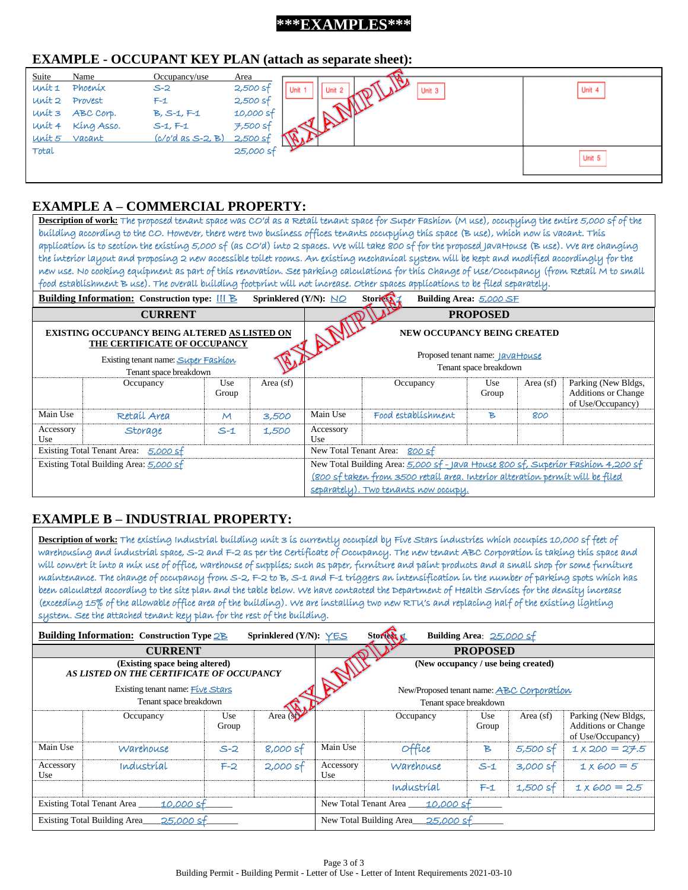**\*\*\*EXAMPLES\*\*\***

## EXAMPLE - OCCUPANT KEY PLAN (attach as separate sheet):

| Suite | Name | Occupancy/use | Area |
|---|---|---|---|
| Unit 1 | Phoenix | S-2 | 2,500 sf |
| Unit 2 | Provest | F-1 | 2,500 sf |
| Unit 3 | ABC Corp. | B, S-1, F-1 | 10,000 sf |
| Unit 4 | King Asso. | S-1, F-1 | 7,500 sf |
| Unit 5 | Vacant | (c/o'd as S-2, B) | 2,500 sf |
| Total | | | 25,000 sf |

Unit 1 Unit 2 Unit 3 Unit 4 Unit 5

EXAMPLE

## EXAMPLE A – COMMERCIAL PROPERTY:

**Description of work:** The proposed tenant space was CO'd as a Retail tenant space for Super Fashion (M use), occupying the entire 5,000 sf of the building according to the CO. However, there were two business offices tenants occupying this space (B use), which now is vacant. This application is to section the existing 5,000 sf (as CO'd) into 2 spaces. We will take 800 sf for the proposed JavaHouse (B use). We are changing the interior layout and proposing 2 new accessible toilet rooms. An existing mechanical system will be kept and modified accordingly for the new use. No cooking equipment as part of this renovation. See parking calculations for this Change of Use/Occupancy (from Retail M to small food establishment B use). The overall building footprint will not increase. Other spaces applications to be filed separately.

**Building Information:** **Construction type:** III B **Sprinklered (Y/N):** NO **Stories:** 1 **Building Area:** 5,000 SF

EXAMPLE

| CURRENT | | | | PROPOSED | | | | |
|---|---|---|---|---|---|---|---|---|
| **EXISTING OCCUPANCY BEING ALTERED AS LISTED ON THE CERTIFICATE OF OCCUPANCY**<br>Existing tenant name: Super Fashion<br>Tenant space breakdown | | | | **NEW OCCUPANCY BEING CREATED**<br>Proposed tenant name: JavaHouse<br>Tenant space breakdown | | | | |
| | Occupancy | Use Group | Area (sf) | | Occupancy | Use Group | Area (sf) | Parking (New Bldgs, Additions or Change of Use/Occupancy) |
| Main Use | Retail Area | M | 3,500 | Main Use | Food establishment | B | 800 | |
| Accessory Use | Storage | S-1 | 1,500 | Accessory Use | | | | |
| Existing Total Tenant Area: 5,000 sf | | | | New Total Tenant Area: 800 sf | | | | |
| Existing Total Building Area: 5,000 sf | | | | New Total Building Area: 5,000 sf - Java House 800 sf, Superior Fashion 4,200 sf (800 sf taken from 3500 retail area. Interior alteration permit will be filed separately). Two tenants now occupy. | | | | |

## EXAMPLE B – INDUSTRIAL PROPERTY:

**Description of work:** The existing Industrial building unit 3 is currently occupied by Five Stars industries which occupies 10,000 sf feet of warehousing and industrial space, S-2 and F-2 as per the Certificate of Occupancy. The new tenant ABC Corporation is taking this space and will convert it into a mix use of office, warehouse of supplies; such as paper, furniture and paint products and a small shop for some furniture maintenance. The change of occupancy from S-2, F-2 to B, S-1 and F-1 triggers an intensification in the number of parking spots which has been calculated according to the site plan and the table below. We have contacted the Department of Health Services for the density increase (exceeding 15% of the allowable office area of the building). We are installing two new RTU's and replacing half of the existing lighting system. See the attached tenant key plan for the rest of the building.

**Building Information:** **Construction Type** 2B **Sprinklered (Y/N):** YES **Stories:** 1 **Building Area:** 25,000 sf

EXAMPLE

| CURRENT | | | | PROPOSED | | | | |
|---|---|---|---|---|---|---|---|---|
| **(Existing space being altered)**<br>***AS LISTED ON THE CERTIFICATE OF OCCUPANCY***<br>Existing tenant name: Five Stars<br>Tenant space breakdown | | | | **(New occupancy / use being created)**<br>New/Proposed tenant name: ABC Corporation<br>Tenant space breakdown | | | | |
| | Occupancy | Use Group | Area (sf) | | Occupancy | Use Group | Area (sf) | Parking (New Bldgs, Additions or Change of Use/Occupancy) |
| Main Use | Warehouse | S-2 | 8,000 sf | Main Use | Office | B | 5,500 sf | 1 x 200 = 27.5 |
| Accessory Use | Industrial | F-2 | 2,000 sf | Accessory Use | Warehouse | S-1 | 3,000 sf | 1 x 600 = 5 |
| | | | | | Industrial | F-1 | 1,500 sf | 1 x 600 = 2.5 |
| Existing Total Tenant Area 10,000 sf | | | | New Total Tenant Area 10,000 sf | | | | |
| Existing Total Building Area 25,000 sf | | | | New Total Building Area 25,000 sf | | | | |